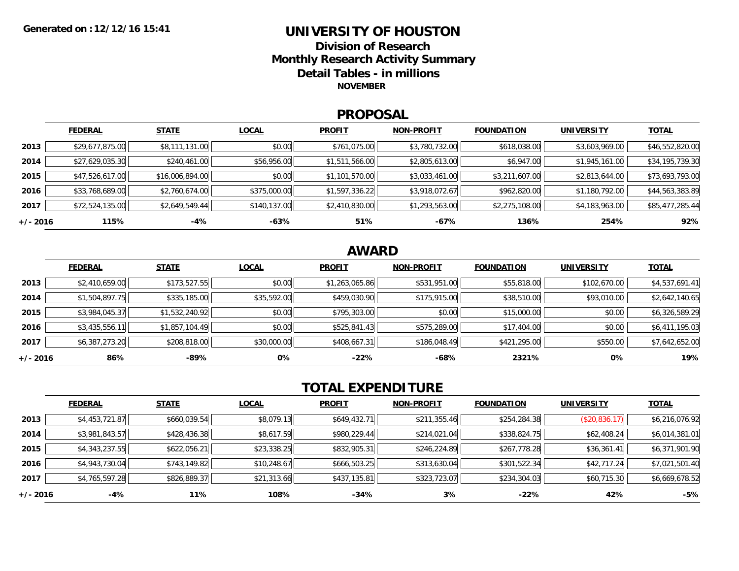**Generated on :12/12/16 15:41**

# UNIVERSITY OF HOUSTON

## Division of Research

## Monthly Research Activity Summary

## Detail Tables - in millions

**NOVEMBER**

## PROPOSAL

| | FEDERAL | STATE | LOCAL | PROFIT | NON-PROFIT | FOUNDATION | UNIVERSITY | TOTAL |
|---|---|---|---|---|---|---|---|---|
| 2013 | $29,677,875.00 | $8,111,131.00 | $0.00 | $761,075.00 | $3,780,732.00 | $618,038.00 | $3,603,969.00 | $46,552,820.00 |
| 2014 | $27,629,035.30 | $240,461.00 | $56,956.00 | $1,511,566.00 | $2,805,613.00 | $6,947.00 | $1,945,161.00 | $34,195,739.30 |
| 2015 | $47,526,617.00 | $16,006,894.00 | $0.00 | $1,101,570.00 | $3,033,461.00 | $3,211,607.00 | $2,813,644.00 | $73,693,793.00 |
| 2016 | $33,768,689.00 | $2,760,674.00 | $375,000.00 | $1,597,336.22 | $3,918,072.67 | $962,820.00 | $1,180,792.00 | $44,563,383.89 |
| 2017 | $72,524,135.00 | $2,649,549.44 | $140,137.00 | $2,410,830.00 | $1,293,563.00 | $2,275,108.00 | $4,183,963.00 | $85,477,285.44 |
| +/- 2016 | 115% | -4% | -63% | 51% | -67% | 136% | 254% | 92% |

## AWARD

| | FEDERAL | STATE | LOCAL | PROFIT | NON-PROFIT | FOUNDATION | UNIVERSITY | TOTAL |
|---|---|---|---|---|---|---|---|---|
| 2013 | $2,410,659.00 | $173,527.55 | $0.00 | $1,263,065.86 | $531,951.00 | $55,818.00 | $102,670.00 | $4,537,691.41 |
| 2014 | $1,504,897.75 | $335,185.00 | $35,592.00 | $459,030.90 | $175,915.00 | $38,510.00 | $93,010.00 | $2,642,140.65 |
| 2015 | $3,984,045.37 | $1,532,240.92 | $0.00 | $795,303.00 | $0.00 | $15,000.00 | $0.00 | $6,326,589.29 |
| 2016 | $3,435,556.11 | $1,857,104.49 | $0.00 | $525,841.43 | $575,289.00 | $17,404.00 | $0.00 | $6,411,195.03 |
| 2017 | $6,387,273.20 | $208,818.00 | $30,000.00 | $408,667.31 | $186,048.49 | $421,295.00 | $550.00 | $7,642,652.00 |
| +/- 2016 | 86% | -89% | 0% | -22% | -68% | 2321% | 0% | 19% |

## TOTAL EXPENDITURE

| | FEDERAL | STATE | LOCAL | PROFIT | NON-PROFIT | FOUNDATION | UNIVERSITY | TOTAL |
|---|---|---|---|---|---|---|---|---|
| 2013 | $4,453,721.87 | $660,039.54 | $8,079.13 | $649,432.71 | $211,355.46 | $254,284.38 | ($20,836.17) | $6,216,076.92 |
| 2014 | $3,981,843.57 | $428,436.38 | $8,617.59 | $980,229.44 | $214,021.04 | $338,824.75 | $62,408.24 | $6,014,381.01 |
| 2015 | $4,343,237.55 | $622,056.21 | $23,338.25 | $832,905.31 | $246,224.89 | $267,778.28 | $36,361.41 | $6,371,901.90 |
| 2016 | $4,943,730.04 | $743,149.82 | $10,248.67 | $666,503.25 | $313,630.04 | $301,522.34 | $42,717.24 | $7,021,501.40 |
| 2017 | $4,765,597.28 | $826,889.37 | $21,313.66 | $437,135.81 | $323,723.07 | $234,304.03 | $60,715.30 | $6,669,678.52 |
| +/- 2016 | -4% | 11% | 108% | -34% | 3% | -22% | 42% | -5% |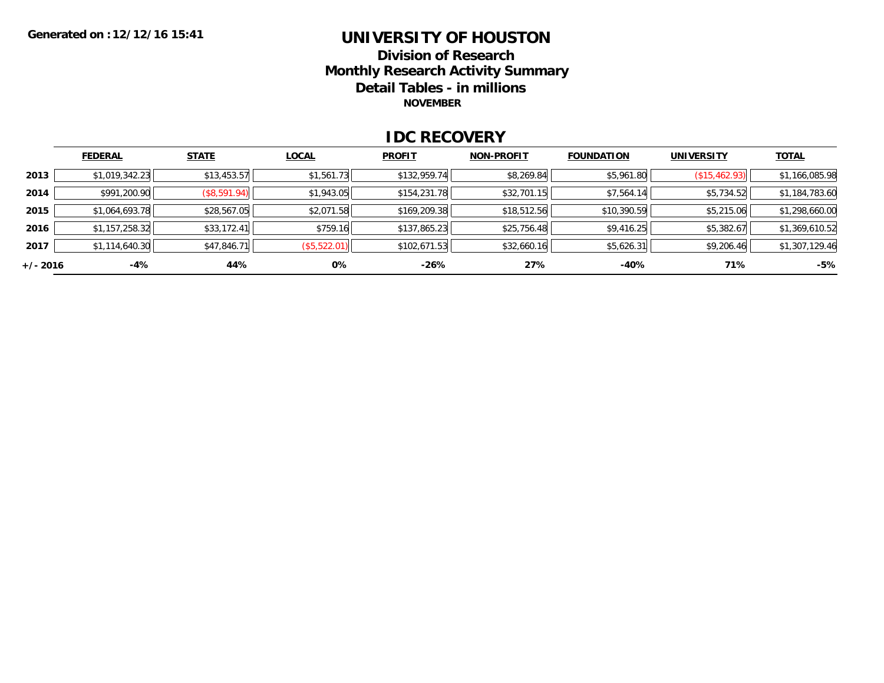Generated on : 12/12/16 15:41

# UNIVERSITY OF HOUSTON

## Division of Research

## Monthly Research Activity Summary

## Detail Tables - in millions

**NOVEMBER**

## IDC RECOVERY

| | FEDERAL | STATE | LOCAL | PROFIT | NON-PROFIT | FOUNDATION | UNIVERSITY | TOTAL |
|---|---|---|---|---|---|---|---|---|
| **2013** | $1,019,342.23 | $13,453.57 | $1,561.73 | $132,959.74 | $8,269.84 | $5,961.80 | ($15,462.93) | $1,166,085.98 |
| **2014** | $991,200.90 | ($8,591.94) | $1,943.05 | $154,231.78 | $32,701.15 | $7,564.14 | $5,734.52 | $1,184,783.60 |
| **2015** | $1,064,693.78 | $28,567.05 | $2,071.58 | $169,209.38 | $18,512.56 | $10,390.59 | $5,215.06 | $1,298,660.00 |
| **2016** | $1,157,258.32 | $33,172.41 | $759.16 | $137,865.23 | $25,756.48 | $9,416.25 | $5,382.67 | $1,369,610.52 |
| **2017** | $1,114,640.30 | $47,846.71 | ($5,522.01) | $102,671.53 | $32,660.16 | $5,626.31 | $9,206.46 | $1,307,129.46 |
| **+/- 2016** | **-4%** | **44%** | **0%** | **-26%** | **27%** | **-40%** | **71%** | **-5%** |